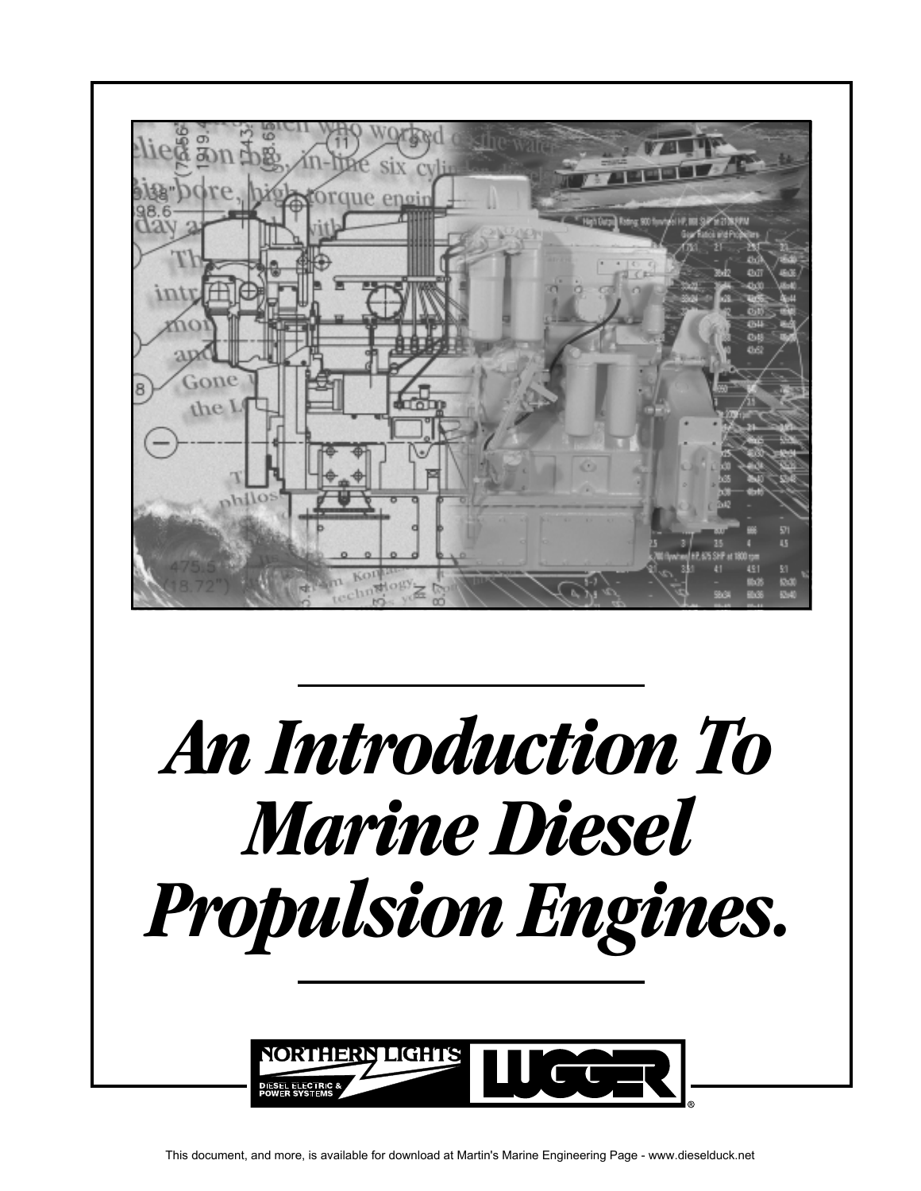# *An Introduction To Marine Diesel Propulsion Engines.*

NORTHERN LIGHTS DIESEL ELECTRIC & POWER SYSTEMS

LUGGER®

This document, and more, is available for download at Martin's Marine Engineering Page - www.dieselduck.net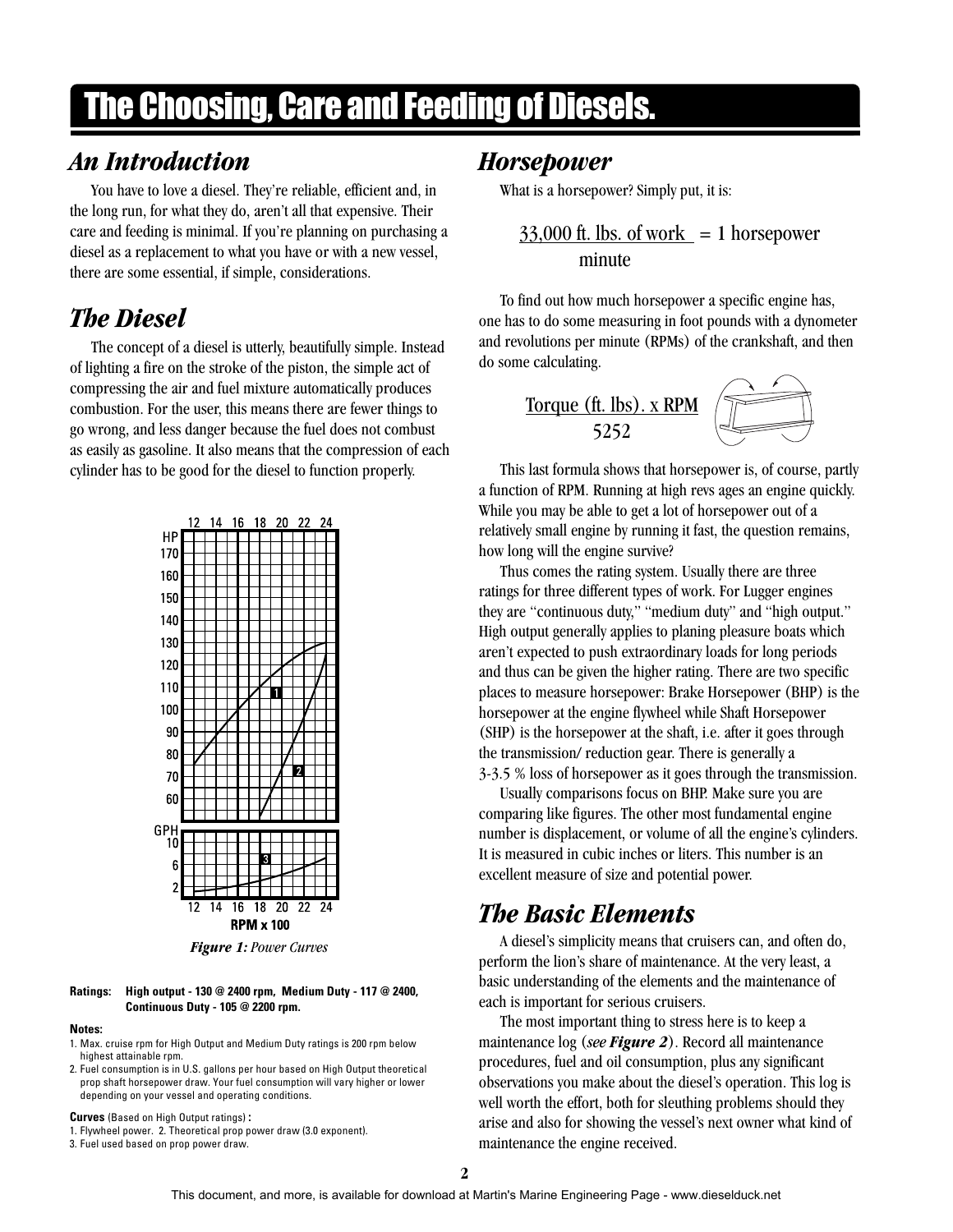# The Choosing, Care and Feeding of Diesels.

## An Introduction

You have to love a diesel. They're reliable, efficient and, in the long run, for what they do, aren't all that expensive. Their care and feeding is minimal. If you're planning on purchasing a diesel as a replacement to what you have or with a new vessel, there are some essential, if simple, considerations.

## The Diesel

The concept of a diesel is utterly, beautifully simple. Instead of lighting a fire on the stroke of the piston, the simple act of compressing the air and fuel mixture automatically produces combustion. For the user, this means there are fewer things to go wrong, and less danger because the fuel does not combust as easily as gasoline. It also means that the compression of each cylinder has to be good for the diesel to function properly.

*Figure 1: Power Curves*

**Ratings: High output - 130 @ 2400 rpm, Medium Duty - 117 @ 2400, Continuous Duty - 105 @ 2200 rpm.**

**Notes:**

1. Max. cruise rpm for High Output and Medium Duty ratings is 200 rpm below highest attainable rpm.
2. Fuel consumption is in U.S. gallons per hour based on High Output theoretical prop shaft horsepower draw. Your fuel consumption will vary higher or lower depending on your vessel and operating conditions.

**Curves** (Based on High Output ratings) **:**

1. Flywheel power. 2. Theoretical prop power draw (3.0 exponent).
3. Fuel used based on prop power draw.

## Horsepower

What is a horsepower? Simply put, it is:

$$\frac{33{,}000 \text{ ft. lbs. of work}}{\text{minute}} = 1 \text{ horsepower}$$

To find out how much horsepower a specific engine has, one has to do some measuring in foot pounds with a dynometer and revolutions per minute (RPMs) of the crankshaft, and then do some calculating.

$$\frac{\text{Torque (ft. lbs).} \times \text{RPM}}{5252}$$

This last formula shows that horsepower is, of course, partly a function of RPM. Running at high revs ages an engine quickly. While you may be able to get a lot of horsepower out of a relatively small engine by running it fast, the question remains, how long will the engine survive?

Thus comes the rating system. Usually there are three ratings for three different types of work. For Lugger engines they are "continuous duty," "medium duty" and "high output." High output generally applies to planing pleasure boats which aren't expected to push extraordinary loads for long periods and thus can be given the higher rating. There are two specific places to measure horsepower: Brake Horsepower (BHP) is the horsepower at the engine flywheel while Shaft Horsepower (SHP) is the horsepower at the shaft, i.e. after it goes through the transmission/ reduction gear. There is generally a 3-3.5 % loss of horsepower as it goes through the transmission.

Usually comparisons focus on BHP. Make sure you are comparing like figures. The other most fundamental engine number is displacement, or volume of all the engine's cylinders. It is measured in cubic inches or liters. This number is an excellent measure of size and potential power.

## The Basic Elements

A diesel's simplicity means that cruisers can, and often do, perform the lion's share of maintenance. At the very least, a basic understanding of the elements and the maintenance of each is important for serious cruisers.

The most important thing to stress here is to keep a maintenance log (*see **Figure 2***). Record all maintenance procedures, fuel and oil consumption, plus any significant observations you make about the diesel's operation. This log is well worth the effort, both for sleuthing problems should they arise and also for showing the vessel's next owner what kind of maintenance the engine received.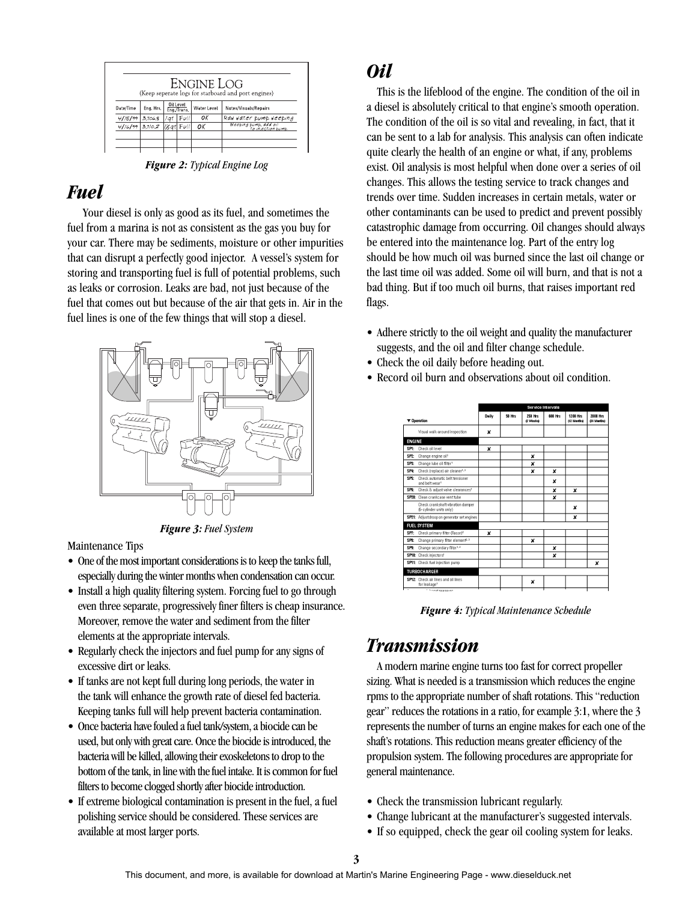## ENGINE LOG

(Keep seperate logs for starboard and port engines)

| Date/Time | Eng. Hrs. | Oil Level Eng./Trans. | | Water Level | Notes/Visuals/Repairs |
|---|---|---|---|---|---|
| 4/15/99 | 3,106.5 | 1qt | Full | OK | Raw water pump weeping |
| 4/16/99 | 3,110.2 | 1/2qt | Full | OK | Weeping pump, add oil to injection pump |

*Figure 2: Typical Engine Log*

# Fuel

Your diesel is only as good as its fuel, and sometimes the fuel from a marina is not as consistent as the gas you buy for your car. There may be sediments, moisture or other impurities that can disrupt a perfectly good injector. A vessel's system for storing and transporting fuel is full of potential problems, such as leaks or corrosion. Leaks are bad, not just because of the fuel that comes out but because of the air that gets in. Air in the fuel lines is one of the few things that will stop a diesel.

*Figure 3: Fuel System*

Maintenance Tips

- One of the most important considerations is to keep the tanks full, especially during the winter months when condensation can occur.
- Install a high quality filtering system. Forcing fuel to go through even three separate, progressively finer filters is cheap insurance. Moreover, remove the water and sediment from the filter elements at the appropriate intervals.
- Regularly check the injectors and fuel pump for any signs of excessive dirt or leaks.
- If tanks are not kept full during long periods, the water in the tank will enhance the growth rate of diesel fed bacteria. Keeping tanks full will help prevent bacteria contamination.
- Once bacteria have fouled a fuel tank/system, a biocide can be used, but only with great care. Once the biocide is introduced, the bacteria will be killed, allowing their exoskeletons to drop to the bottom of the tank, in line with the fuel intake. It is common for fuel filters to become clogged shortly after biocide introduction.
- If extreme biological contamination is present in the fuel, a fuel polishing service should be considered. These services are available at most larger ports.

# Oil

This is the lifeblood of the engine. The condition of the oil in a diesel is absolutely critical to that engine's smooth operation. The condition of the oil is so vital and revealing, in fact, that it can be sent to a lab for analysis. This analysis can often indicate quite clearly the health of an engine or what, if any, problems exist. Oil analysis is most helpful when done over a series of oil changes. This allows the testing service to track changes and trends over time. Sudden increases in certain metals, water or other contaminants can be used to predict and prevent possibly catastrophic damage from occurring. Oil changes should always be entered into the maintenance log. Part of the entry log should be how much oil was burned since the last oil change or the last time oil was added. Some oil will burn, and that is not a bad thing. But if too much oil burns, that raises important red flags.

- Adhere strictly to the oil weight and quality the manufacturer suggests, and the oil and filter change schedule.
- Check the oil daily before heading out.
- Record oil burn and observations about oil condition.

| ▼ Operation | Service Intervals | | | | | |
|---|---|---|---|---|---|---|
| | Daily | 50 Hrs | 250 Hrs (2 Weeks) | 600 Hrs | 1200 Hrs (12 Months) | 2000 Hrs (24 Months) |
| Visual walk-around inspection | ✘ | | | | | |
| **ENGINE** | | | | | | |
| SP1: Check oil level | ✘ | | | | | |
| SP2: Change engine oil | | | ✘ | | | |
| SP3: Change lube oil filter | | | ✘ | | | |
| SP4: Check (replace) air cleaner | | | ✘ | ✘ | | |
| SP5: Check automatic belt tensioner and belt wear | | | | ✘ | | |
| SP6: Check & adjust valve clearances | | | | ✘ | ✘ | |
| SP20: Clean crankcase vent tube | | | | ✘ | | |
| Check crankshaft vibration damper (6-cylinder units only) | | | | | ✘ | |
| SP21: Adjust droop on generator set engines | | | | | ✘ | |
| **FUEL SYSTEM** | | | | | | |
| SP7: Check primary filter (Racor) | ✘ | | | | | |
| SP8: Change primary filter element | | | ✘ | | | |
| SP9: Change secondary filter | | | | ✘ | | |
| SP10: Check injectors | | | | ✘ | | |
| SP11: Check fuel injection pump | | | | | | ✘ |
| **TURBOCHARGER** | | | | | | |
| SP12: Check air lines and oil lines for leakage | | | ✘ | | | |

*Figure 4: Typical Maintenance Schedule*

# Transmission

A modern marine engine turns too fast for correct propeller sizing. What is needed is a transmission which reduces the engine rpms to the appropriate number of shaft rotations. This "reduction gear" reduces the rotations in a ratio, for example 3:1, where the 3 represents the number of turns an engine makes for each one of the shaft's rotations. This reduction means greater efficiency of the propulsion system. The following procedures are appropriate for general maintenance.

- Check the transmission lubricant regularly.
- Change lubricant at the manufacturer's suggested intervals.
- If so equipped, check the gear oil cooling system for leaks.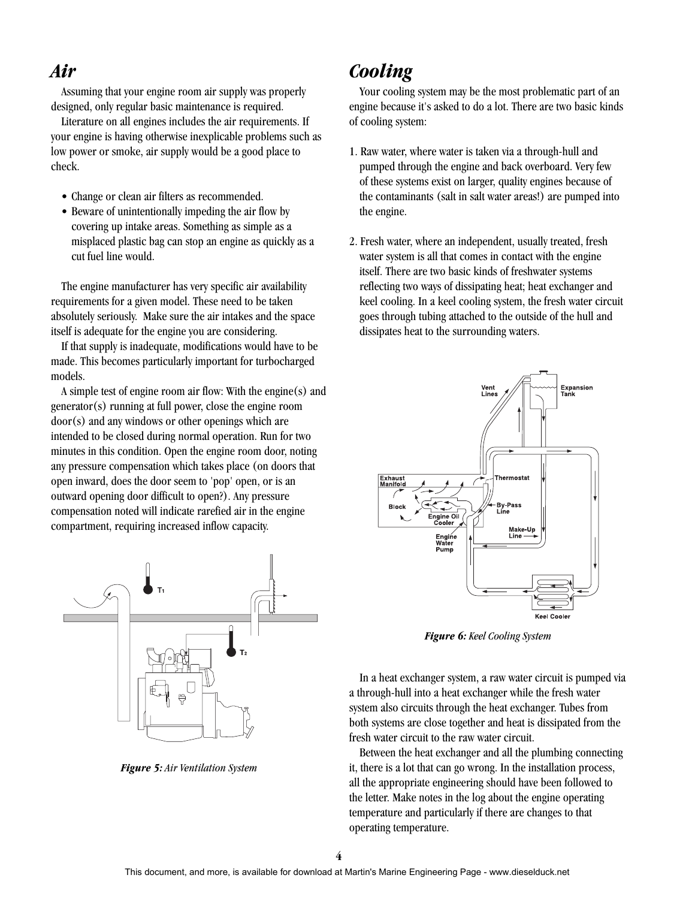## Air

Assuming that your engine room air supply was properly designed, only regular basic maintenance is required.

Literature on all engines includes the air requirements. If your engine is having otherwise inexplicable problems such as low power or smoke, air supply would be a good place to check.

- Change or clean air filters as recommended.
- Beware of unintentionally impeding the air flow by covering up intake areas. Something as simple as a misplaced plastic bag can stop an engine as quickly as a cut fuel line would.

The engine manufacturer has very specific air availability requirements for a given model. These need to be taken absolutely seriously. Make sure the air intakes and the space itself is adequate for the engine you are considering.

If that supply is inadequate, modifications would have to be made. This becomes particularly important for turbocharged models.

A simple test of engine room air flow: With the engine(s) and generator(s) running at full power, close the engine room door(s) and any windows or other openings which are intended to be closed during normal operation. Run for two minutes in this condition. Open the engine room door, noting any pressure compensation which takes place (on doors that open inward, does the door seem to 'pop' open, or is an outward opening door difficult to open?). Any pressure compensation noted will indicate rarefied air in the engine compartment, requiring increased inflow capacity.

***Figure 5:*** *Air Ventilation System*

## Cooling

Your cooling system may be the most problematic part of an engine because it's asked to do a lot. There are two basic kinds of cooling system:

1. Raw water, where water is taken via a through-hull and pumped through the engine and back overboard. Very few of these systems exist on larger, quality engines because of the contaminants (salt in salt water areas!) are pumped into the engine.

2. Fresh water, where an independent, usually treated, fresh water system is all that comes in contact with the engine itself. There are two basic kinds of freshwater systems reflecting two ways of dissipating heat; heat exchanger and keel cooling. In a keel cooling system, the fresh water circuit goes through tubing attached to the outside of the hull and dissipates heat to the surrounding waters.

***Figure 6:*** *Keel Cooling System*

In a heat exchanger system, a raw water circuit is pumped via a through-hull into a heat exchanger while the fresh water system also circuits through the heat exchanger. Tubes from both systems are close together and heat is dissipated from the fresh water circuit to the raw water circuit.

Between the heat exchanger and all the plumbing connecting it, there is a lot that can go wrong. In the installation process, all the appropriate engineering should have been followed to the letter. Make notes in the log about the engine operating temperature and particularly if there are changes to that operating temperature.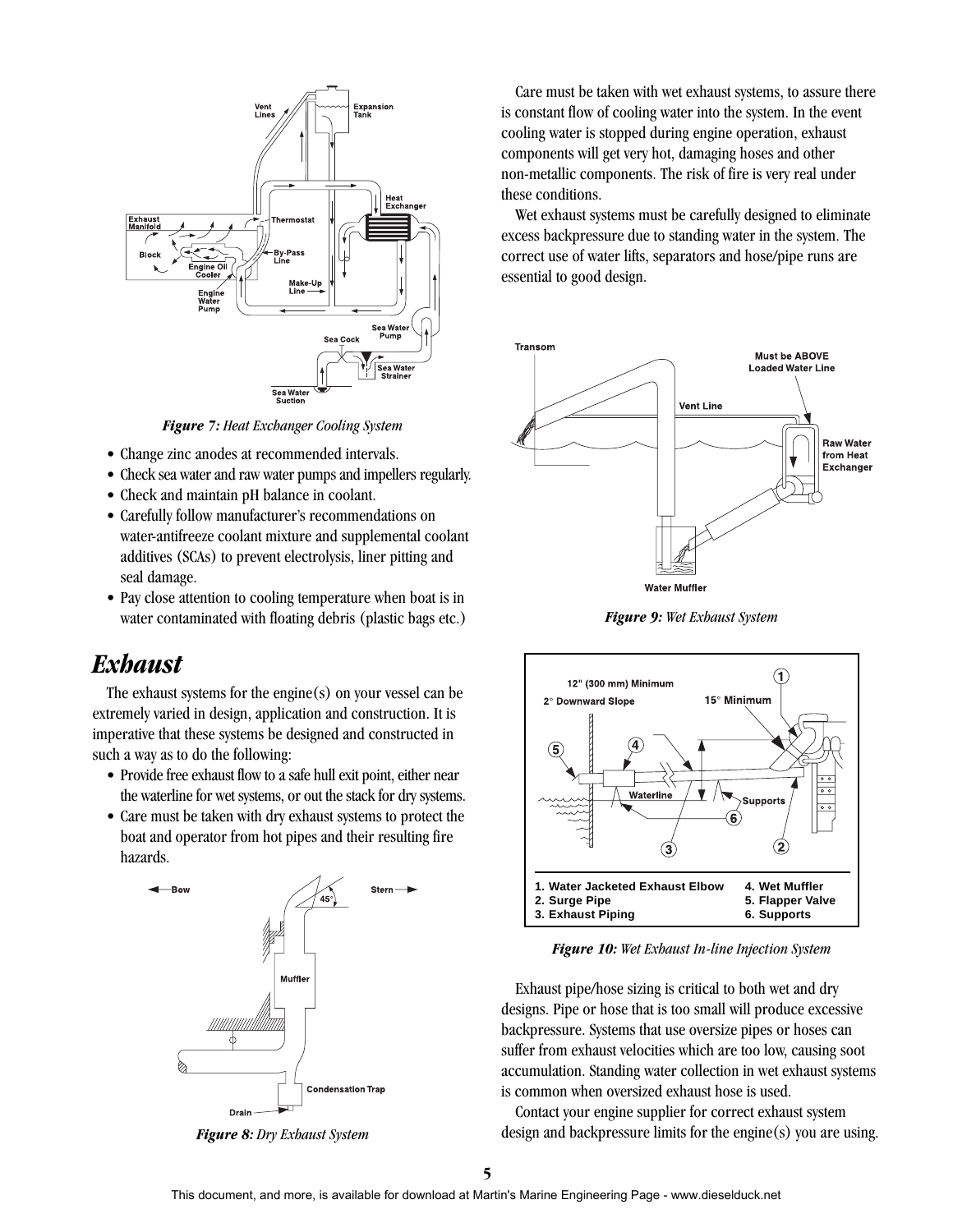*Figure 7: Heat Exchanger Cooling System*

- Change zinc anodes at recommended intervals.
- Check sea water and raw water pumps and impellers regularly.
- Check and maintain pH balance in coolant.
- Carefully follow manufacturer's recommendations on water-antifreeze coolant mixture and supplemental coolant additives (SCAs) to prevent electrolysis, liner pitting and seal damage.
- Pay close attention to cooling temperature when boat is in water contaminated with floating debris (plastic bags etc.)

## Exhaust

The exhaust systems for the engine(s) on your vessel can be extremely varied in design, application and construction. It is imperative that these systems be designed and constructed in such a way as to do the following:

- Provide free exhaust flow to a safe hull exit point, either near the waterline for wet systems, or out the stack for dry systems.
- Care must be taken with dry exhaust systems to protect the boat and operator from hot pipes and their resulting fire hazards.

*Figure 8: Dry Exhaust System*

Care must be taken with wet exhaust systems, to assure there is constant flow of cooling water into the system. In the event cooling water is stopped during engine operation, exhaust components will get very hot, damaging hoses and other non-metallic components. The risk of fire is very real under these conditions.

Wet exhaust systems must be carefully designed to eliminate excess backpressure due to standing water in the system. The correct use of water lifts, separators and hose/pipe runs are essential to good design.

*Figure 9: Wet Exhaust System*

1. Water Jacketed Exhaust Elbow
2. Surge Pipe
3. Exhaust Piping
4. Wet Muffler
5. Flapper Valve
6. Supports

*Figure 10: Wet Exhaust In-line Injection System*

Exhaust pipe/hose sizing is critical to both wet and dry designs. Pipe or hose that is too small will produce excessive backpressure. Systems that use oversize pipes or hoses can suffer from exhaust velocities which are too low, causing soot accumulation. Standing water collection in wet exhaust systems is common when oversized exhaust hose is used.

Contact your engine supplier for correct exhaust system design and backpressure limits for the engine(s) you are using.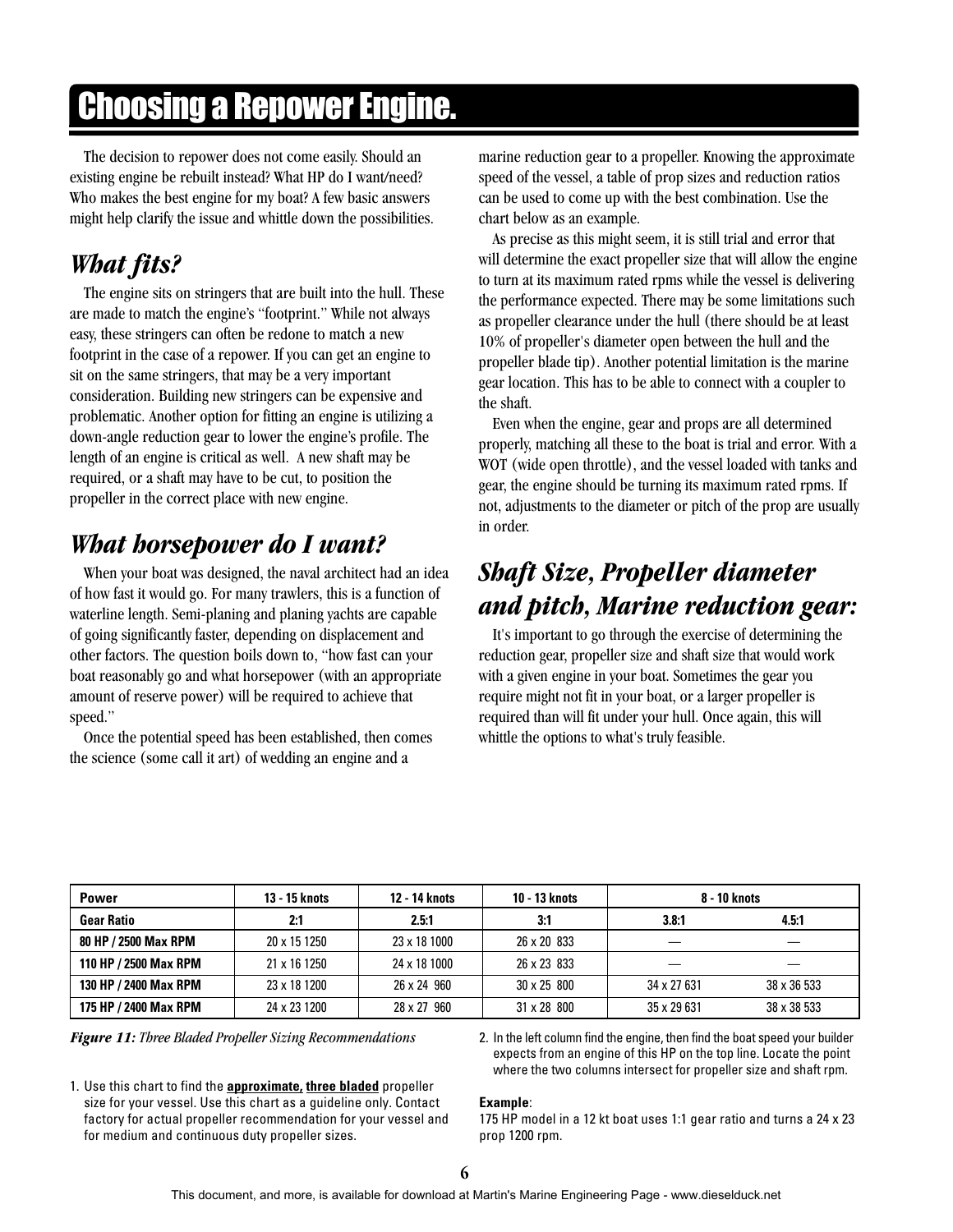# Choosing a Repower Engine.

The decision to repower does not come easily. Should an existing engine be rebuilt instead? What HP do I want/need? Who makes the best engine for my boat? A few basic answers might help clarify the issue and whittle down the possibilities.

## *What fits?*

The engine sits on stringers that are built into the hull. These are made to match the engine's "footprint." While not always easy, these stringers can often be redone to match a new footprint in the case of a repower. If you can get an engine to sit on the same stringers, that may be a very important consideration. Building new stringers can be expensive and problematic. Another option for fitting an engine is utilizing a down-angle reduction gear to lower the engine's profile. The length of an engine is critical as well. A new shaft may be required, or a shaft may have to be cut, to position the propeller in the correct place with new engine.

## *What horsepower do I want?*

When your boat was designed, the naval architect had an idea of how fast it would go. For many trawlers, this is a function of waterline length. Semi-planing and planing yachts are capable of going significantly faster, depending on displacement and other factors. The question boils down to, "how fast can your boat reasonably go and what horsepower (with an appropriate amount of reserve power) will be required to achieve that speed."

Once the potential speed has been established, then comes the science (some call it art) of wedding an engine and a marine reduction gear to a propeller. Knowing the approximate speed of the vessel, a table of prop sizes and reduction ratios can be used to come up with the best combination. Use the chart below as an example.

As precise as this might seem, it is still trial and error that will determine the exact propeller size that will allow the engine to turn at its maximum rated rpms while the vessel is delivering the performance expected. There may be some limitations such as propeller clearance under the hull (there should be at least 10% of propeller's diameter open between the hull and the propeller blade tip). Another potential limitation is the marine gear location. This has to be able to connect with a coupler to the shaft.

Even when the engine, gear and props are all determined properly, matching all these to the boat is trial and error. With a WOT (wide open throttle), and the vessel loaded with tanks and gear, the engine should be turning its maximum rated rpms. If not, adjustments to the diameter or pitch of the prop are usually in order.

## *Shaft Size, Propeller diameter and pitch, Marine reduction gear:*

It's important to go through the exercise of determining the reduction gear, propeller size and shaft size that would work with a given engine in your boat. Sometimes the gear you require might not fit in your boat, or a larger propeller is required than will fit under your hull. Once again, this will whittle the options to what's truly feasible.

| Power | 13 - 15 knots | 12 - 14 knots | 10 - 13 knots | 8 - 10 knots | |
|---|---|---|---|---|---|
| **Gear Ratio** | **2:1** | **2.5:1** | **3:1** | **3.8:1** | **4.5:1** |
| **80 HP / 2500 Max RPM** | 20 x 15 1250 | 23 x 18 1000 | 26 x 20 833 | — | — |
| **110 HP / 2500 Max RPM** | 21 x 16 1250 | 24 x 18 1000 | 26 x 23 833 | — | — |
| **130 HP / 2400 Max RPM** | 23 x 18 1200 | 26 x 24 960 | 30 x 25 800 | 34 x 27 631 | 38 x 36 533 |
| **175 HP / 2400 Max RPM** | 24 x 23 1200 | 28 x 27 960 | 31 x 28 800 | 35 x 29 631 | 38 x 38 533 |

***Figure 11:*** *Three Bladed Propeller Sizing Recommendations*

1. Use this chart to find the **approximate, three bladed** propeller size for your vessel. Use this chart as a guideline only. Contact factory for actual propeller recommendation for your vessel and for medium and continuous duty propeller sizes.
2. In the left column find the engine, then find the boat speed your builder expects from an engine of this HP on the top line. Locate the point where the two columns intersect for propeller size and shaft rpm.

**Example**:
175 HP model in a 12 kt boat uses 1:1 gear ratio and turns a 24 x 23 prop 1200 rpm.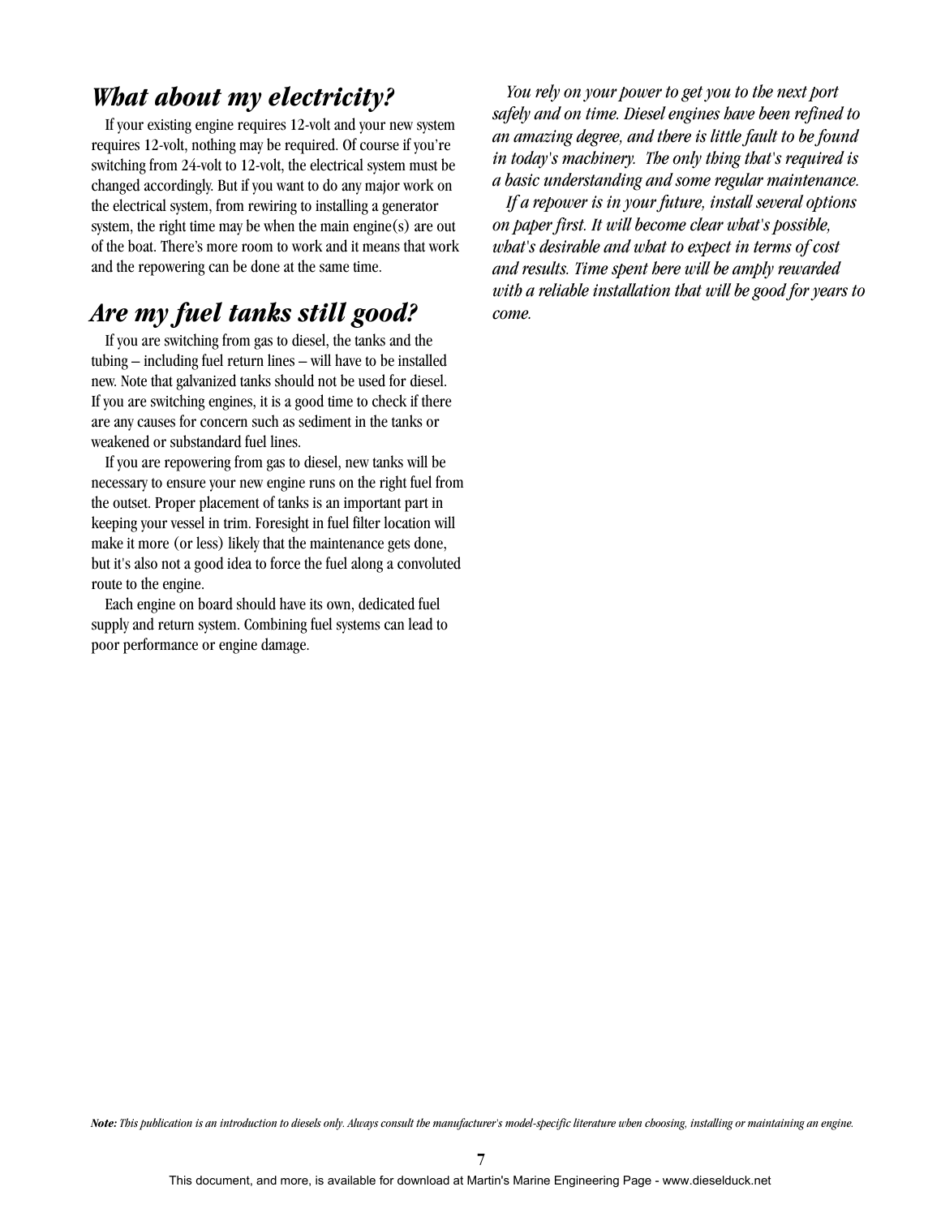## *What about my electricity?*

If your existing engine requires 12-volt and your new system requires 12-volt, nothing may be required. Of course if you're switching from 24-volt to 12-volt, the electrical system must be changed accordingly. But if you want to do any major work on the electrical system, from rewiring to installing a generator system, the right time may be when the main engine(s) are out of the boat. There's more room to work and it means that work and the repowering can be done at the same time.

## *Are my fuel tanks still good?*

If you are switching from gas to diesel, the tanks and the tubing – including fuel return lines – will have to be installed new. Note that galvanized tanks should not be used for diesel. If you are switching engines, it is a good time to check if there are any causes for concern such as sediment in the tanks or weakened or substandard fuel lines.

If you are repowering from gas to diesel, new tanks will be necessary to ensure your new engine runs on the right fuel from the outset. Proper placement of tanks is an important part in keeping your vessel in trim. Foresight in fuel filter location will make it more (or less) likely that the maintenance gets done, but it's also not a good idea to force the fuel along a convoluted route to the engine.

Each engine on board should have its own, dedicated fuel supply and return system. Combining fuel systems can lead to poor performance or engine damage.

*You rely on your power to get you to the next port safely and on time. Diesel engines have been refined to an amazing degree, and there is little fault to be found in today's machinery. The only thing that's required is a basic understanding and some regular maintenance.*

*If a repower is in your future, install several options on paper first. It will become clear what's possible, what's desirable and what to expect in terms of cost and results. Time spent here will be amply rewarded with a reliable installation that will be good for years to come.*

***Note:*** *This publication is an introduction to diesels only. Always consult the manufacturer's model-specific literature when choosing, installing or maintaining an engine.*

This document, and more, is available for download at Martin's Marine Engineering Page - www.dieselduck.net